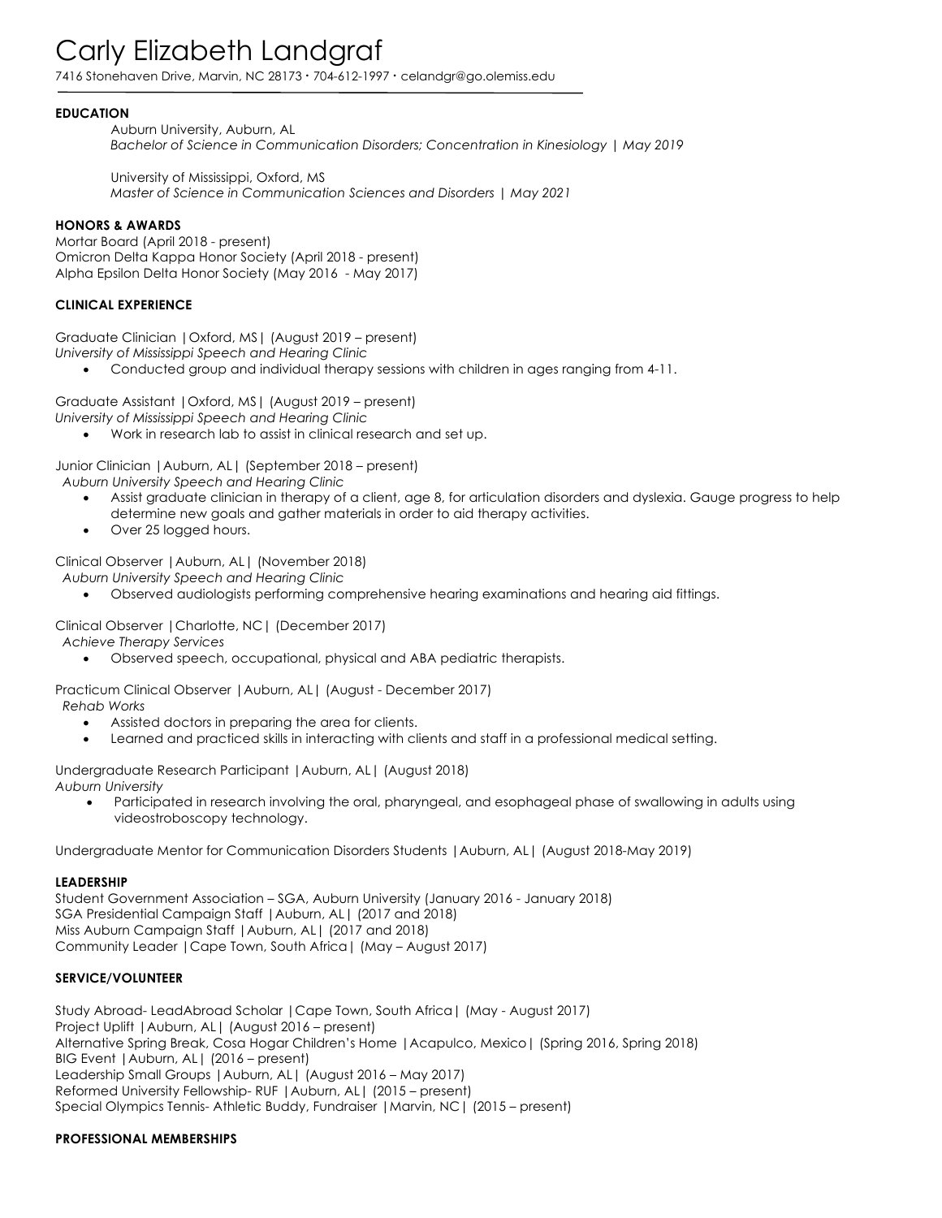# Carly Elizabeth Landgraf

7416 Stonehaven Drive, Marvin, NC 28173 • 704-612-1997 • celandgr@go.olemiss.edu

## EDUCATION

Auburn University, Auburn, AL
*Bachelor of Science in Communication Disorders; Concentration in Kinesiology | May 2019*

University of Mississippi, Oxford, MS
*Master of Science in Communication Sciences and Disorders | May 2021*

## HONORS & AWARDS

Mortar Board (April 2018 - present)
Omicron Delta Kappa Honor Society (April 2018 - present)
Alpha Epsilon Delta Honor Society (May 2016 - May 2017)

## CLINICAL EXPERIENCE

Graduate Clinician |Oxford, MS| (August 2019 – present)
*University of Mississippi Speech and Hearing Clinic*

- Conducted group and individual therapy sessions with children in ages ranging from 4-11.

Graduate Assistant |Oxford, MS| (August 2019 – present)
*University of Mississippi Speech and Hearing Clinic*

- Work in research lab to assist in clinical research and set up.

Junior Clinician |Auburn, AL| (September 2018 – present)
*Auburn University Speech and Hearing Clinic*

- Assist graduate clinician in therapy of a client, age 8, for articulation disorders and dyslexia. Gauge progress to help determine new goals and gather materials in order to aid therapy activities.
- Over 25 logged hours.

Clinical Observer |Auburn, AL| (November 2018)
*Auburn University Speech and Hearing Clinic*

- Observed audiologists performing comprehensive hearing examinations and hearing aid fittings.

Clinical Observer |Charlotte, NC| (December 2017)
*Achieve Therapy Services*

- Observed speech, occupational, physical and ABA pediatric therapists.

Practicum Clinical Observer |Auburn, AL| (August - December 2017)
*Rehab Works*

- Assisted doctors in preparing the area for clients.
- Learned and practiced skills in interacting with clients and staff in a professional medical setting.

Undergraduate Research Participant |Auburn, AL| (August 2018)
*Auburn University*

- Participated in research involving the oral, pharyngeal, and esophageal phase of swallowing in adults using videostroboscopy technology.

Undergraduate Mentor for Communication Disorders Students |Auburn, AL| (August 2018-May 2019)

## LEADERSHIP

Student Government Association – SGA, Auburn University (January 2016 - January 2018)
SGA Presidential Campaign Staff |Auburn, AL| (2017 and 2018)
Miss Auburn Campaign Staff |Auburn, AL| (2017 and 2018)
Community Leader |Cape Town, South Africa| (May – August 2017)

## SERVICE/VOLUNTEER

Study Abroad- LeadAbroad Scholar |Cape Town, South Africa| (May - August 2017)
Project Uplift |Auburn, AL| (August 2016 – present)
Alternative Spring Break, Cosa Hogar Children's Home |Acapulco, Mexico| (Spring 2016, Spring 2018)
BIG Event |Auburn, AL| (2016 – present)
Leadership Small Groups |Auburn, AL| (August 2016 – May 2017)
Reformed University Fellowship- RUF |Auburn, AL| (2015 – present)
Special Olympics Tennis- Athletic Buddy, Fundraiser |Marvin, NC| (2015 – present)

## PROFESSIONAL MEMBERSHIPS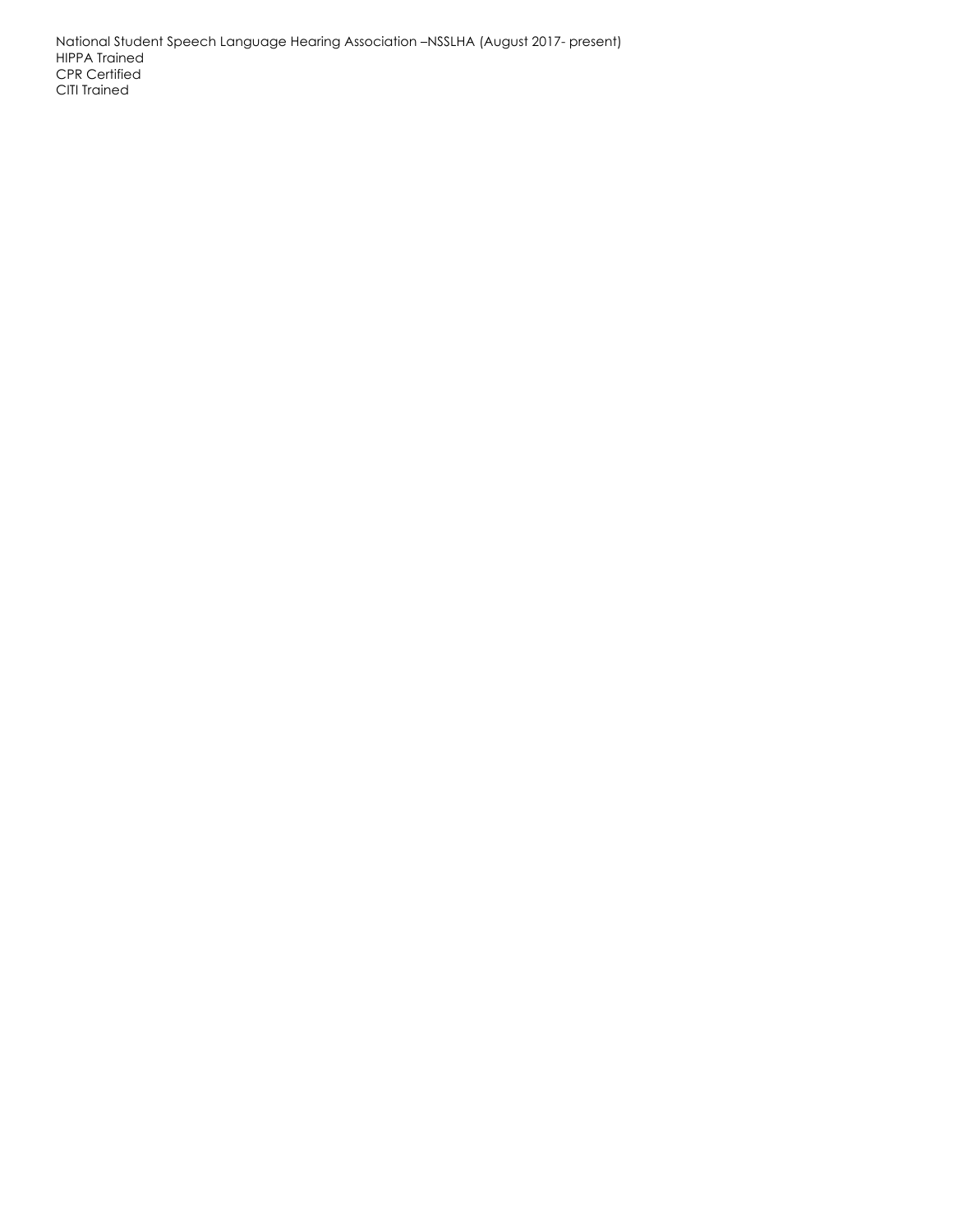National Student Speech Language Hearing Association –NSSLHA (August 2017- present)
HIPPA Trained
CPR Certified
CITI Trained